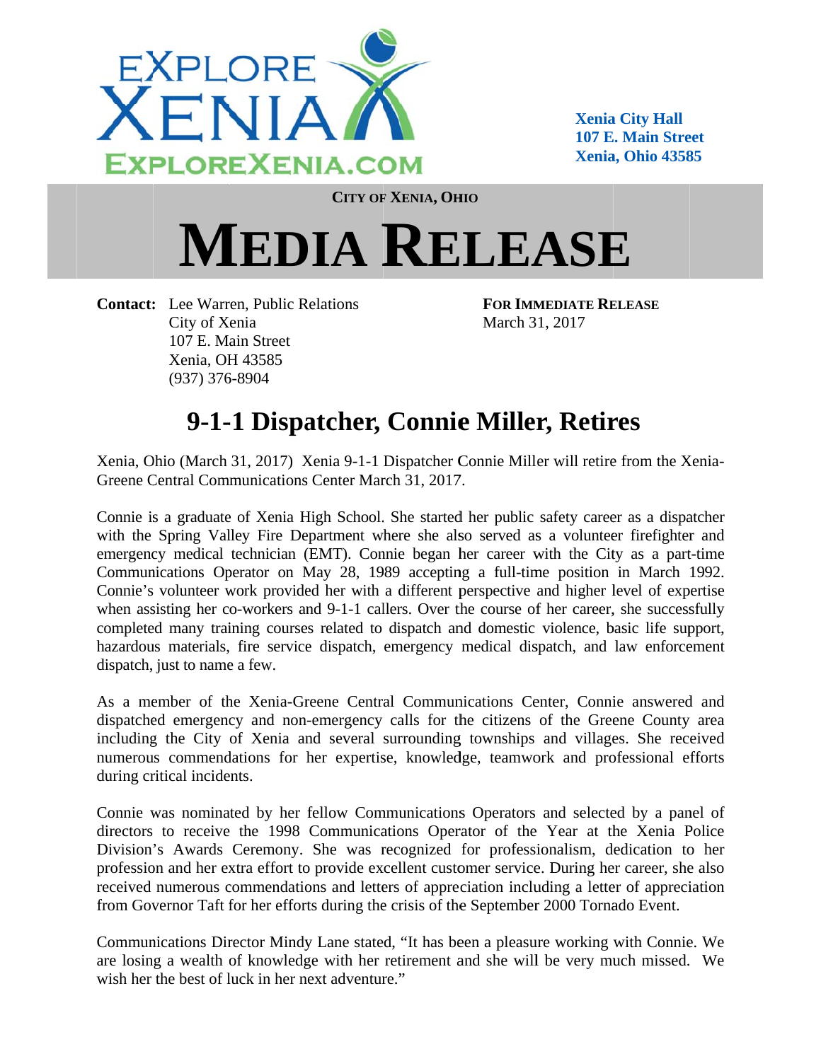EXPLORE XENIA
EXPLOREXENIA.COM

**Xenia City Hall**
**107 E. Main Street**
**Xenia, Ohio 43585**

**CITY OF XENIA, OHIO**

# MEDIA RELEASE

**Contact:** Lee Warren, Public Relations
City of Xenia
107 E. Main Street
Xenia, OH 43585
(937) 376-8904

**FOR IMMEDIATE RELEASE**
March 31, 2017

## 9-1-1 Dispatcher, Connie Miller, Retires

Xenia, Ohio (March 31, 2017) Xenia 9-1-1 Dispatcher Connie Miller will retire from the Xenia-Greene Central Communications Center March 31, 2017.

Connie is a graduate of Xenia High School. She started her public safety career as a dispatcher with the Spring Valley Fire Department where she also served as a volunteer firefighter and emergency medical technician (EMT). Connie began her career with the City as a part-time Communications Operator on May 28, 1989 accepting a full-time position in March 1992. Connie's volunteer work provided her with a different perspective and higher level of expertise when assisting her co-workers and 9-1-1 callers. Over the course of her career, she successfully completed many training courses related to dispatch and domestic violence, basic life support, hazardous materials, fire service dispatch, emergency medical dispatch, and law enforcement dispatch, just to name a few.

As a member of the Xenia-Greene Central Communications Center, Connie answered and dispatched emergency and non-emergency calls for the citizens of the Greene County area including the City of Xenia and several surrounding townships and villages. She received numerous commendations for her expertise, knowledge, teamwork and professional efforts during critical incidents.

Connie was nominated by her fellow Communications Operators and selected by a panel of directors to receive the 1998 Communications Operator of the Year at the Xenia Police Division's Awards Ceremony. She was recognized for professionalism, dedication to her profession and her extra effort to provide excellent customer service. During her career, she also received numerous commendations and letters of appreciation including a letter of appreciation from Governor Taft for her efforts during the crisis of the September 2000 Tornado Event.

Communications Director Mindy Lane stated, "It has been a pleasure working with Connie. We are losing a wealth of knowledge with her retirement and she will be very much missed. We wish her the best of luck in her next adventure."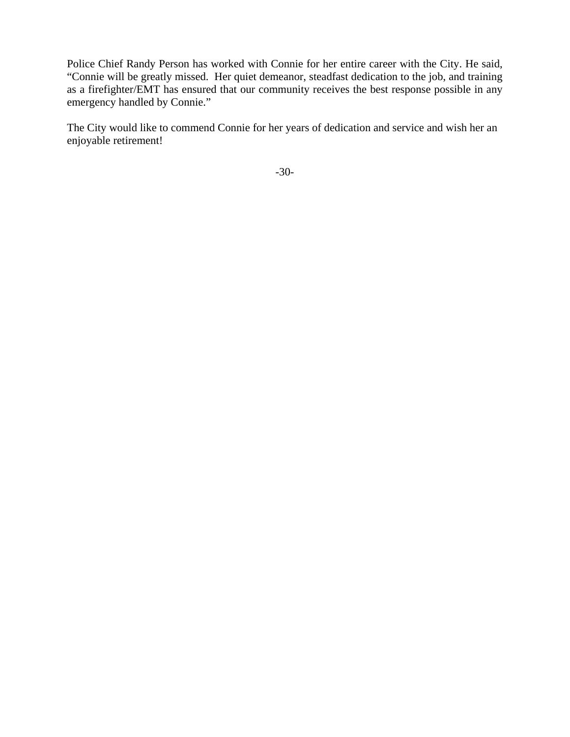Police Chief Randy Person has worked with Connie for her entire career with the City. He said, "Connie will be greatly missed. Her quiet demeanor, steadfast dedication to the job, and training as a firefighter/EMT has ensured that our community receives the best response possible in any emergency handled by Connie."

The City would like to commend Connie for her years of dedication and service and wish her an enjoyable retirement!

-30-